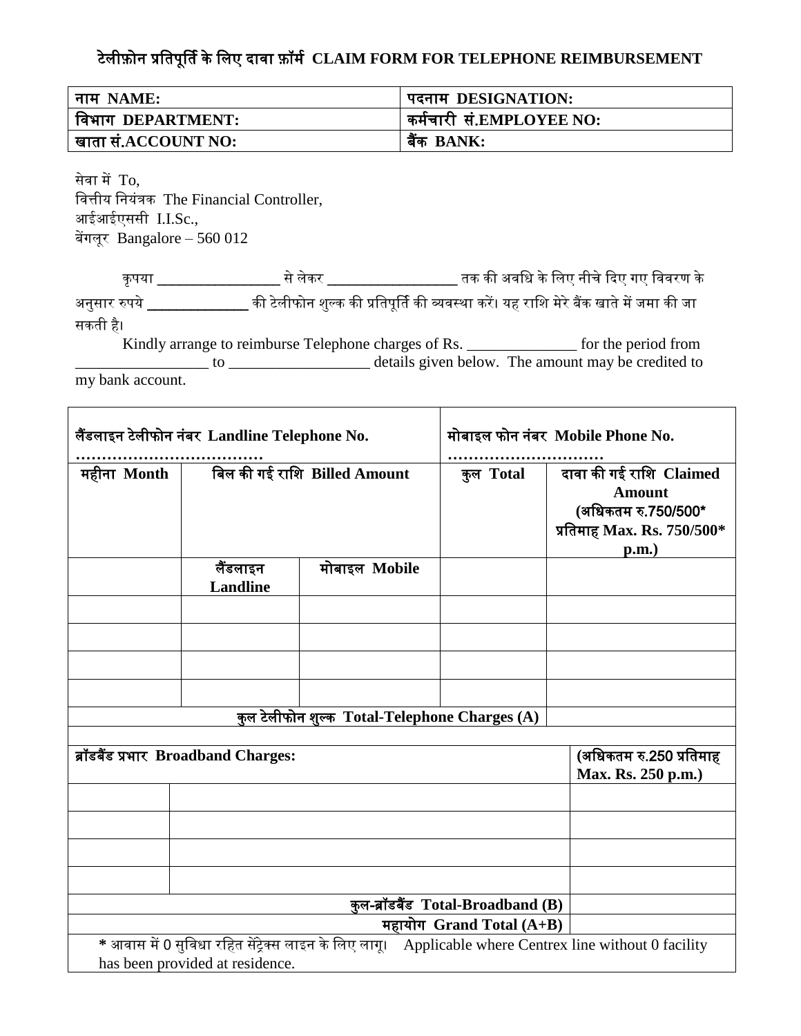# टेलीफ़ोन प्रतिपूर्ति के लिए दावा फ़ॉर्म CLAIM FORM FOR TELEPHONE REIMBURSEMENT

| नाम NAME: | पदनाम DESIGNATION: |
|---|---|
| विभाग DEPARTMENT: | कर्मचारी सं.EMPLOYEE NO: |
| खाता सं.ACCOUNT NO: | बैंक BANK: |

सेवा में To,
वित्तीय नियंत्रक The Financial Controller,
आईआईएससी I.I.Sc.,
बेंगलूर Bangalore – 560 012

कृपया ________________ से लेकर _________________ तक की अवधि के लिए नीचे दिए गए विवरण के अनुसार रुपये _____________ की टेलीफोन शुल्क की प्रतिपूर्ति की व्यवस्था करें। यह राशि मेरे बैंक खाते में जमा की जा सकती है।

Kindly arrange to reimburse Telephone charges of Rs. ______________ for the period from _________________ to __________________ details given below. The amount may be credited to my bank account.

| लैंडलाइन टेलीफोन नंबर Landline Telephone No. ……………………………… | | | मोबाइल फोन नंबर Mobile Phone No. ………………………… | |
|---|---|---|---|---|
| महीना Month | बिल की गई राशि Billed Amount | | कुल Total | दावा की गई राशि Claimed Amount (अधिकतम रु.750/500* प्रतिमाह Max. Rs. 750/500* p.m.) |
| | लैंडलाइन Landline | मोबाइल Mobile | | |
| | | | | |
| | | | | |
| | | | | |
| | | | | |
| कुल टेलीफोन शुल्क Total-Telephone Charges (A) | | | | |

| ब्रॉडबैंड प्रभार Broadband Charges: | | (अधिकतम रु.250 प्रतिमाह Max. Rs. 250 p.m.) |
|---|---|---|
| | | |
| | | |
| | | |
| | | |
| कुल-ब्रॉडबैंड Total-Broadband (B) | | |
| महायोग Grand Total (A+B) | | |

* आवास में 0 सुविधा रहित सेंट्रेक्स लाइन के लिए लागू। Applicable where Centrex line without 0 facility has been provided at residence.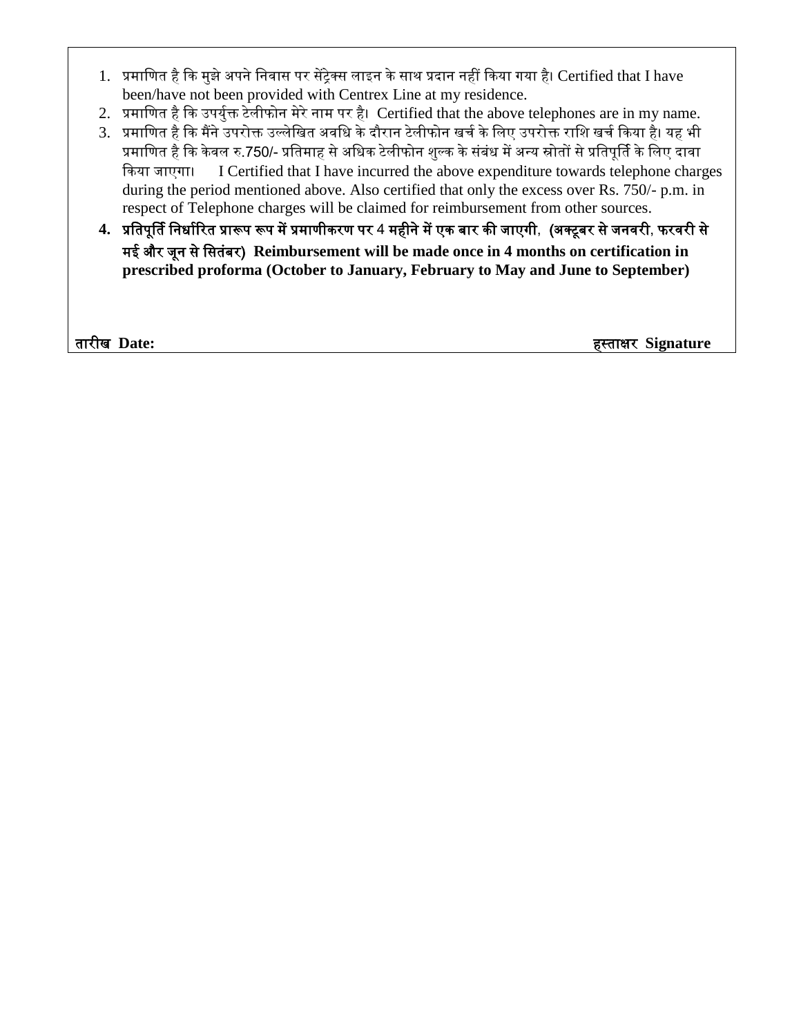1. प्रमाणित है कि मुझे अपने निवास पर सेंट्रेक्स लाइन के साथ प्रदान नहीं किया गया है। Certified that I have been/have not been provided with Centrex Line at my residence.
2. प्रमाणित है कि उपर्युक्त टेलीफोन मेरे नाम पर है। Certified that the above telephones are in my name.
3. प्रमाणित है कि मैंने उपरोक्त उल्लेखित अवधि के दौरान टेलीफोन खर्च के लिए उपरोक्त राशि खर्च किया है। यह भी प्रमाणित है कि केवल रु.750/- प्रतिमाह से अधिक टेलीफोन शुल्क के संबंध में अन्य स्रोतों से प्रतिपूर्ति के लिए दावा किया जाएगा। I Certified that I have incurred the above expenditure towards telephone charges during the period mentioned above. Also certified that only the excess over Rs. 750/- p.m. in respect of Telephone charges will be claimed for reimbursement from other sources.
4. **प्रतिपूर्ति निर्धारित प्रारूप रूप में प्रमाणीकरण पर 4 महीने में एक बार की जाएगी, (अक्टूबर से जनवरी, फरवरी से मई और जून से सितंबर) Reimbursement will be made once in 4 months on certification in prescribed proforma (October to January, February to May and June to September)**

**तारीख Date:** **हस्ताक्षर Signature**